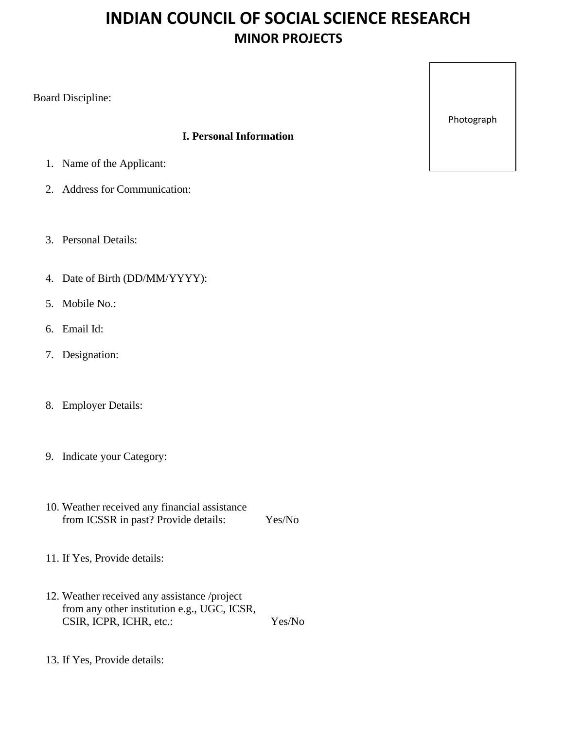# INDIAN COUNCIL OF SOCIAL SCIENCE RESEARCH

## MINOR PROJECTS

Photograph

Board Discipline:

### I. Personal Information

1. Name of the Applicant:
2. Address for Communication:
3. Personal Details:
4. Date of Birth (DD/MM/YYYY):
5. Mobile No.:
6. Email Id:
7. Designation:
8. Employer Details:
9. Indicate your Category:
10. Weather received any financial assistance from ICSSR in past? Provide details: Yes/No
11. If Yes, Provide details:
12. Weather received any assistance /project from any other institution e.g., UGC, ICSR, CSIR, ICPR, ICHR, etc.: Yes/No
13. If Yes, Provide details: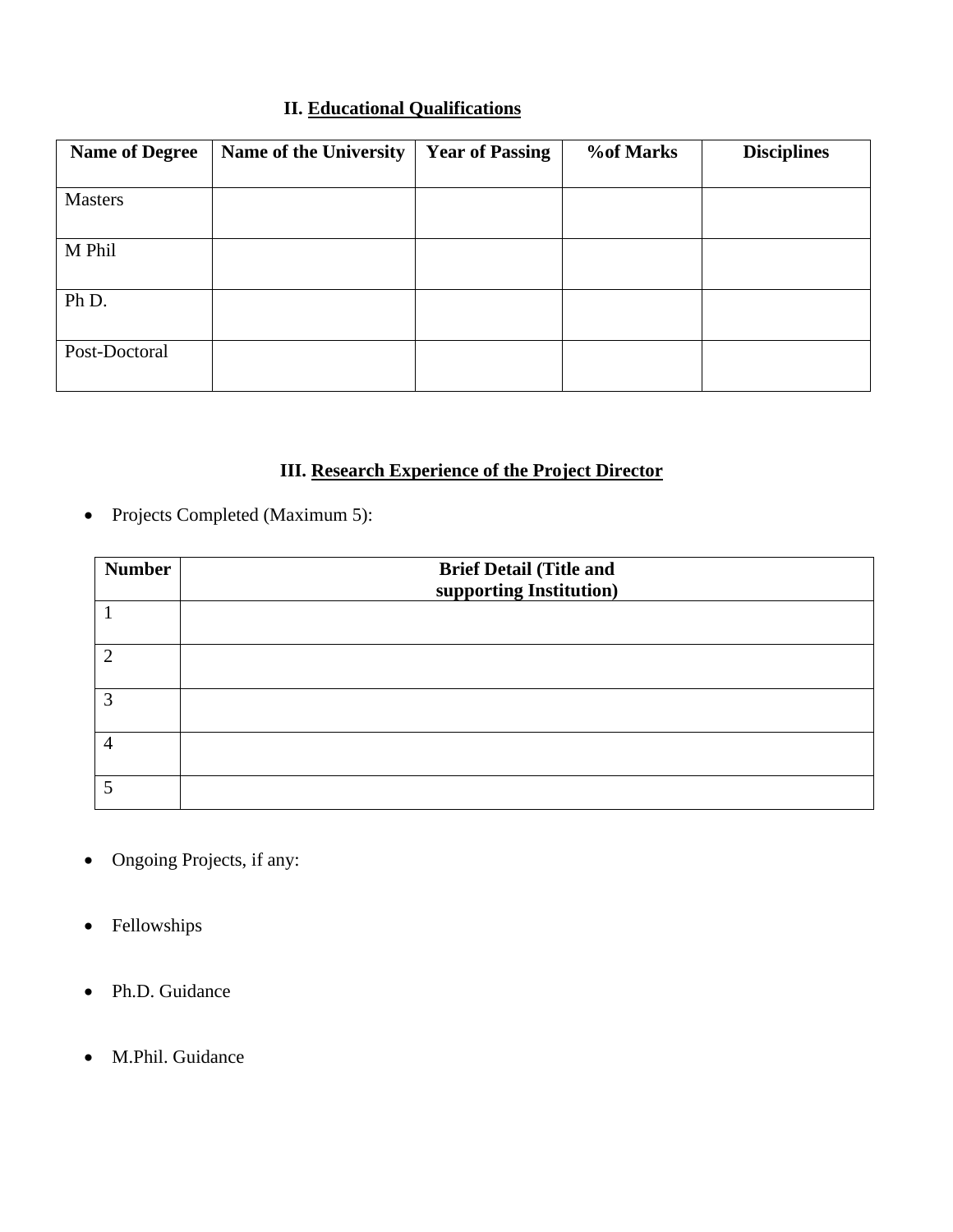## II. Educational Qualifications

| Name of Degree | Name of the University | Year of Passing | %of Marks | Disciplines |
|---|---|---|---|---|
| Masters | | | | |
| M Phil | | | | |
| Ph D. | | | | |
| Post-Doctoral | | | | |

## III. Research Experience of the Project Director

- Projects Completed (Maximum 5):

| Number | Brief Detail (Title and supporting Institution) |
|---|---|
| 1 | |
| 2 | |
| 3 | |
| 4 | |
| 5 | |

- Ongoing Projects, if any:

- Fellowships

- Ph.D. Guidance

- M.Phil. Guidance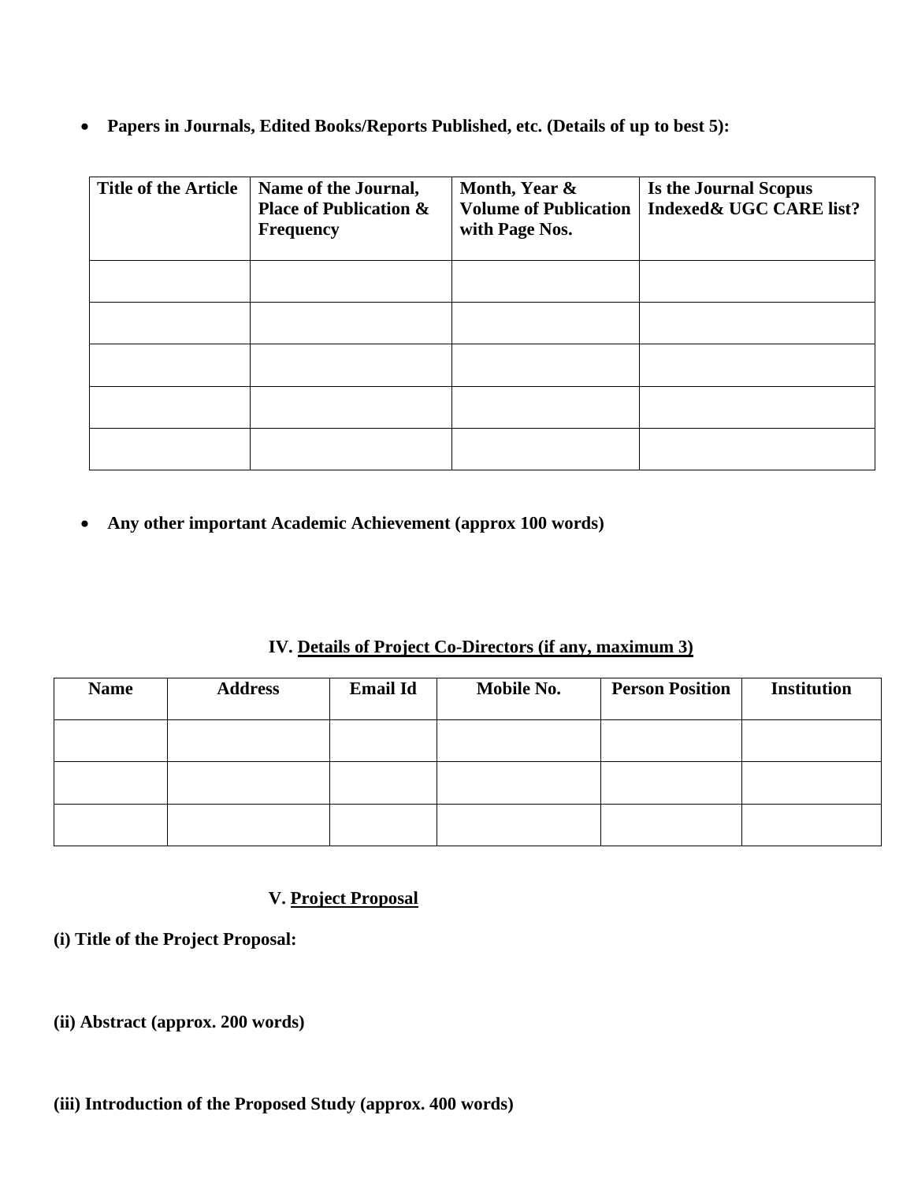- **Papers in Journals, Edited Books/Reports Published, etc. (Details of up to best 5):**

| Title of the Article | Name of the Journal, Place of Publication & Frequency | Month, Year & Volume of Publication with Page Nos. | Is the Journal Scopus Indexed& UGC CARE list? |
|---|---|---|---|
| | | | |
| | | | |
| | | | |
| | | | |
| | | | |

- **Any other important Academic Achievement (approx 100 words)**

## IV. Details of Project Co-Directors (if any, maximum 3)

| Name | Address | Email Id | Mobile No. | Person Position | Institution |
|---|---|---|---|---|---|
| | | | | | |
| | | | | | |
| | | | | | |

## V. Project Proposal

**(i) Title of the Project Proposal:**

**(ii) Abstract (approx. 200 words)**

**(iii) Introduction of the Proposed Study (approx. 400 words)**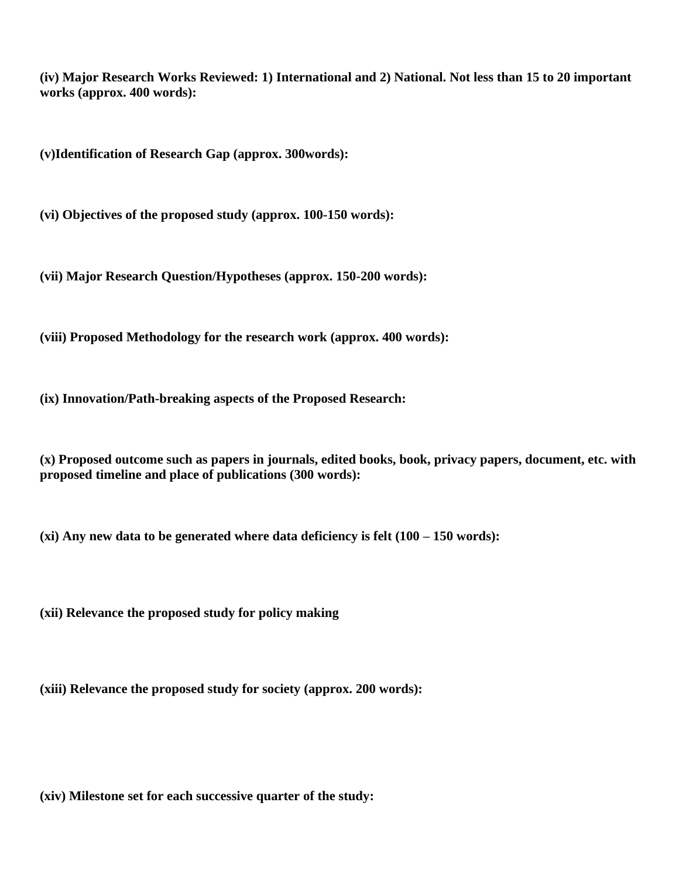**(iv) Major Research Works Reviewed: 1) International and 2) National. Not less than 15 to 20 important works (approx. 400 words):**

**(v)Identification of Research Gap (approx. 300words):**

**(vi) Objectives of the proposed study (approx. 100-150 words):**

**(vii) Major Research Question/Hypotheses (approx. 150-200 words):**

**(viii) Proposed Methodology for the research work (approx. 400 words):**

**(ix) Innovation/Path-breaking aspects of the Proposed Research:**

**(x) Proposed outcome such as papers in journals, edited books, book, privacy papers, document, etc. with proposed timeline and place of publications (300 words):**

**(xi) Any new data to be generated where data deficiency is felt (100 – 150 words):**

**(xii) Relevance the proposed study for policy making**

**(xiii) Relevance the proposed study for society (approx. 200 words):**

**(xiv) Milestone set for each successive quarter of the study:**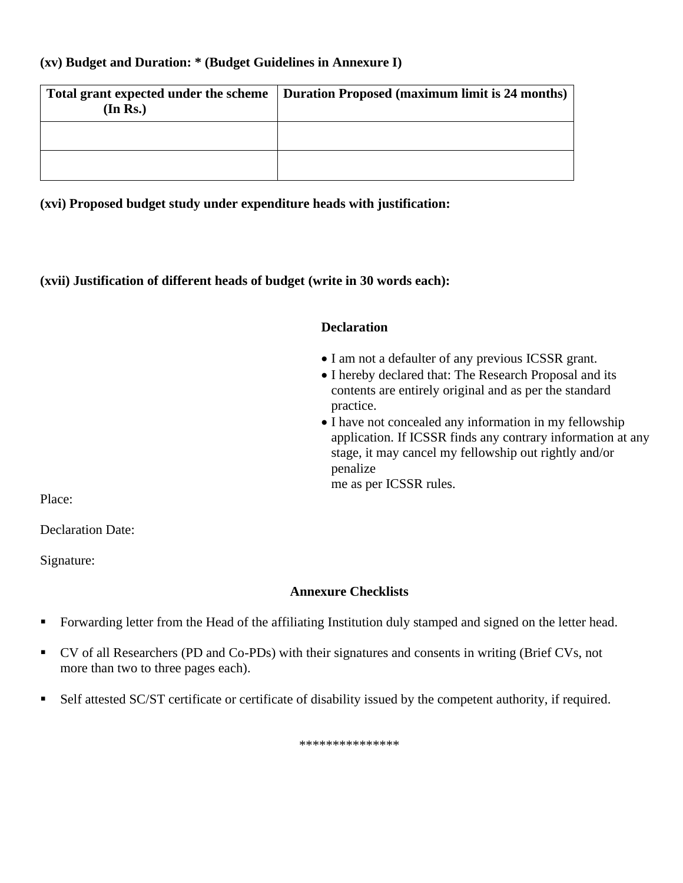**(xv) Budget and Duration: * (Budget Guidelines in Annexure I)**

| Total grant expected under the scheme (In Rs.) | Duration Proposed (maximum limit is 24 months) |
|---|---|
| | |
| | |

**(xvi) Proposed budget study under expenditure heads with justification:**

**(xvii) Justification of different heads of budget (write in 30 words each):**

**Declaration**

- I am not a defaulter of any previous ICSSR grant.
- I hereby declared that: The Research Proposal and its contents are entirely original and as per the standard practice.
- I have not concealed any information in my fellowship application. If ICSSR finds any contrary information at any stage, it may cancel my fellowship out rightly and/or penalize me as per ICSSR rules.

Place:

Declaration Date:

Signature:

**Annexure Checklists**

- Forwarding letter from the Head of the affiliating Institution duly stamped and signed on the letter head.
- CV of all Researchers (PD and Co-PDs) with their signatures and consents in writing (Brief CVs, not more than two to three pages each).
- Self attested SC/ST certificate or certificate of disability issued by the competent authority, if required.

***************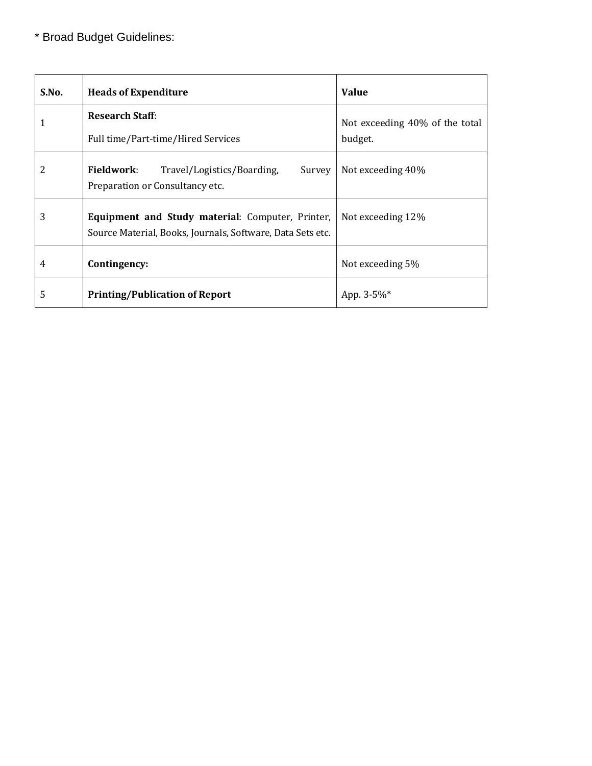* Broad Budget Guidelines:

| S.No. | Heads of Expenditure | Value |
|---|---|---|
| 1 | **Research Staff**:<br>Full time/Part-time/Hired Services | Not exceeding 40% of the total budget. |
| 2 | **Fieldwork**: Travel/Logistics/Boarding, Survey Preparation or Consultancy etc. | Not exceeding 40% |
| 3 | **Equipment and Study material**: Computer, Printer, Source Material, Books, Journals, Software, Data Sets etc. | Not exceeding 12% |
| 4 | **Contingency:** | Not exceeding 5% |
| 5 | **Printing/Publication of Report** | App. 3-5%* |